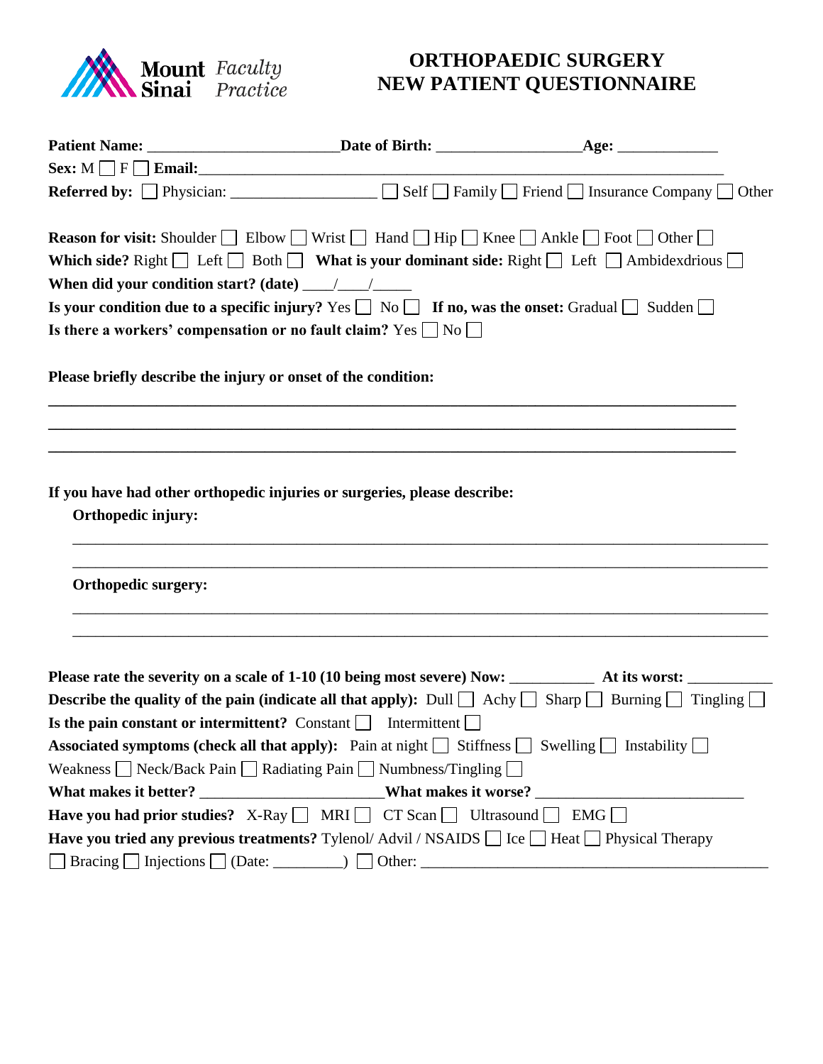Mount Sinai *Faculty Practice*

# ORTHOPAEDIC SURGERY NEW PATIENT QUESTIONNAIRE

**Patient Name:** ________________________ **Date of Birth:** __________________ **Age:** ____________

**Sex:** M ☐ F ☐ **Email:** ___________________________________________________________________

**Referred by:** ☐ Physician: __________________ ☐ Self ☐ Family ☐ Friend ☐ Insurance Company ☐ Other

**Reason for visit:** Shoulder ☐ Elbow ☐ Wrist ☐ Hand ☐ Hip ☐ Knee ☐ Ankle ☐ Foot ☐ Other ☐

**Which side?** Right ☐ Left ☐ Both ☐ **What is your dominant side:** Right ☐ Left ☐ Ambidexdrious ☐

**When did your condition start? (date)** ____/____/_____

**Is your condition due to a specific injury?** Yes ☐ No ☐ **If no, was the onset:** Gradual ☐ Sudden ☐

**Is there a workers' compensation or no fault claim?** Yes ☐ No ☐

**Please briefly describe the injury or onset of the condition:**

______________________________________________________________________________________

______________________________________________________________________________________

______________________________________________________________________________________

**If you have had other orthopedic injuries or surgeries, please describe:**

**Orthopedic injury:**

______________________________________________________________________________________

______________________________________________________________________________________

**Orthopedic surgery:**

______________________________________________________________________________________

______________________________________________________________________________________

**Please rate the severity on a scale of 1-10 (10 being most severe) Now:** __________ **At its worst:** __________

**Describe the quality of the pain (indicate all that apply):** Dull ☐ Achy ☐ Sharp ☐ Burning ☐ Tingling ☐

**Is the pain constant or intermittent?** Constant ☐ Intermittent ☐

**Associated symptoms (check all that apply):** Pain at night ☐ Stiffness ☐ Swelling ☐ Instability ☐

Weakness ☐ Neck/Back Pain ☐ Radiating Pain ☐ Numbness/Tingling ☐

**What makes it better?** ______________________ **What makes it worse?** __________________________

**Have you had prior studies?** X-Ray ☐ MRI ☐ CT Scan ☐ Ultrasound ☐ EMG ☐

**Have you tried any previous treatments?** Tylenol/ Advil / NSAIDS ☐ Ice ☐ Heat ☐ Physical Therapy

☐ Bracing ☐ Injections ☐ (Date: _________) ☐ Other: _____________________________________________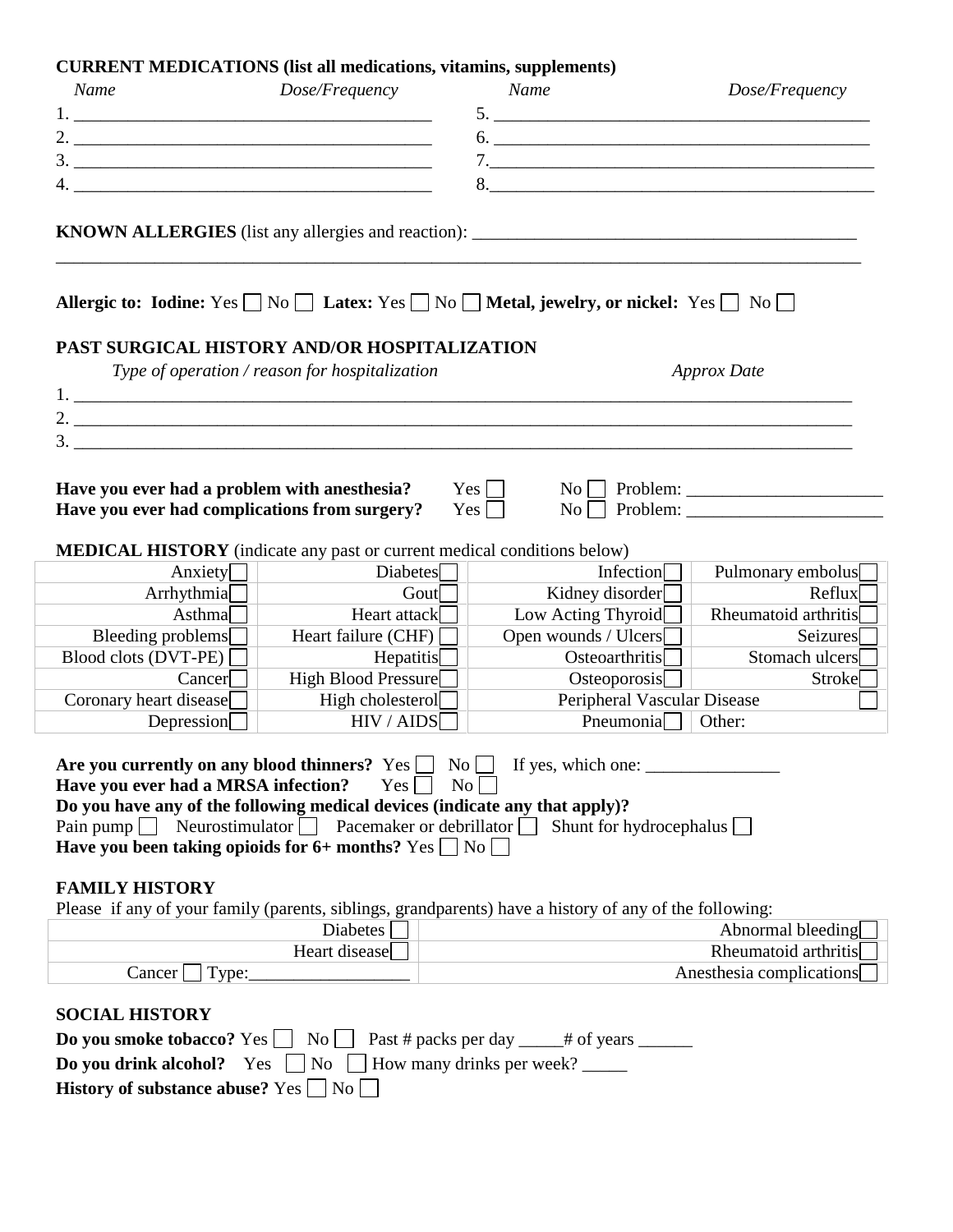**CURRENT MEDICATIONS (list all medications, vitamins, supplements)**

| *Name* | *Dose/Frequency* | *Name* | *Dose/Frequency* |
|---|---|---|---|
| 1. ______________________________________ | | 5. ________________________________________ | |
| 2. ______________________________________ | | 6. ________________________________________ | |
| 3. ______________________________________ | | 7.________________________________________ | |
| 4. ______________________________________ | | 8.________________________________________ | |

**KNOWN ALLERGIES** (list any allergies and reaction): ________________________________________

_____________________________________________________________________________________

**Allergic to: Iodine:** Yes ☐ No ☐ **Latex:** Yes ☐ No ☐ **Metal, jewelry, or nickel:** Yes ☐ No ☐

**PAST SURGICAL HISTORY AND/OR HOSPITALIZATION**

*Type of operation / reason for hospitalization* *Approx Date*

1. _________________________________________________________________________________
2. _________________________________________________________________________________
3. _________________________________________________________________________________

**Have you ever had a problem with anesthesia?** Yes ☐ No ☐ Problem: _____________________

**Have you ever had complications from surgery?** Yes ☐ No ☐ Problem: _____________________

**MEDICAL HISTORY** (indicate any past or current medical conditions below)

| | | | |
|---|---|---|---|
| Anxiety ☐ | Diabetes ☐ | Infection ☐ | Pulmonary embolus ☐ |
| Arrhythmia ☐ | Gout ☐ | Kidney disorder ☐ | Reflux ☐ |
| Asthma ☐ | Heart attack ☐ | Low Acting Thyroid ☐ | Rheumatoid arthritis ☐ |
| Bleeding problems ☐ | Heart failure (CHF) ☐ | Open wounds / Ulcers ☐ | Seizures ☐ |
| Blood clots (DVT-PE) ☐ | Hepatitis ☐ | Osteoarthritis ☐ | Stomach ulcers ☐ |
| Cancer ☐ | High Blood Pressure ☐ | Osteoporosis ☐ | Stroke ☐ |
| Coronary heart disease ☐ | High cholesterol ☐ | Peripheral Vascular Disease ☐ | |
| Depression ☐ | HIV / AIDS ☐ | Pneumonia ☐ | Other: |

**Are you currently on any blood thinners?** Yes ☐ No ☐ If yes, which one: _______________

**Have you ever had a MRSA infection?** Yes ☐ No ☐

**Do you have any of the following medical devices (indicate any that apply)?**

Pain pump ☐ Neurostimulator ☐ Pacemaker or debrillator ☐ Shunt for hydrocephalus ☐

**Have you been taking opioids for 6+ months?** Yes ☐ No ☐

**FAMILY HISTORY**

Please if any of your family (parents, siblings, grandparents) have a history of any of the following:

| | |
|---|---|
| Diabetes ☐ | Abnormal bleeding ☐ |
| Heart disease ☐ | Rheumatoid arthritis ☐ |
| Cancer ☐ Type:_________________ | Anesthesia complications ☐ |

**SOCIAL HISTORY**

**Do you smoke tobacco?** Yes ☐ No ☐ Past # packs per day _____# of years ______

**Do you drink alcohol?** Yes ☐ No ☐ How many drinks per week? _____

**History of substance abuse?** Yes ☐ No ☐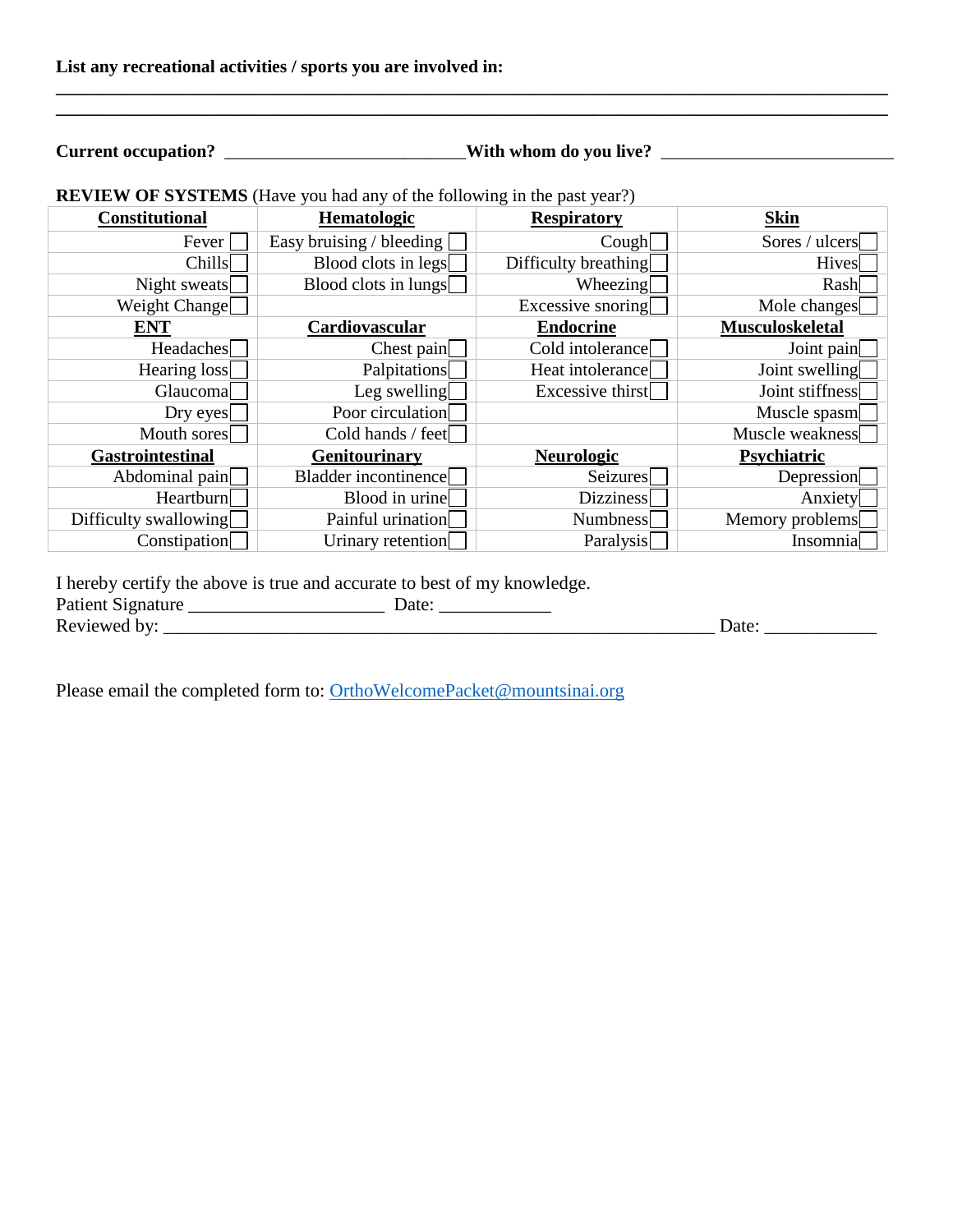**List any recreational activities / sports you are involved in:**

________________________________________________________________________________________________
________________________________________________________________________________________________

**Current occupation?** ___________________________**With whom do you live?** __________________________

**REVIEW OF SYSTEMS** (Have you had any of the following in the past year?)

| **Constitutional** | **Hematologic** | **Respiratory** | **Skin** |
|---|---|---|---|
| Fever ☐ | Easy bruising / bleeding ☐ | Cough ☐ | Sores / ulcers ☐ |
| Chills ☐ | Blood clots in legs ☐ | Difficulty breathing ☐ | Hives ☐ |
| Night sweats ☐ | Blood clots in lungs ☐ | Wheezing ☐ | Rash ☐ |
| Weight Change ☐ | | Excessive snoring ☐ | Mole changes ☐ |
| **ENT** | **Cardiovascular** | **Endocrine** | **Musculoskeletal** |
| Headaches ☐ | Chest pain ☐ | Cold intolerance ☐ | Joint pain ☐ |
| Hearing loss ☐ | Palpitations ☐ | Heat intolerance ☐ | Joint swelling ☐ |
| Glaucoma ☐ | Leg swelling ☐ | Excessive thirst ☐ | Joint stiffness ☐ |
| Dry eyes ☐ | Poor circulation ☐ | | Muscle spasm ☐ |
| Mouth sores ☐ | Cold hands / feet ☐ | | Muscle weakness ☐ |
| **Gastrointestinal** | **Genitourinary** | **Neurologic** | **Psychiatric** |
| Abdominal pain ☐ | Bladder incontinence ☐ | Seizures ☐ | Depression ☐ |
| Heartburn ☐ | Blood in urine ☐ | Dizziness ☐ | Anxiety ☐ |
| Difficulty swallowing ☐ | Painful urination ☐ | Numbness ☐ | Memory problems ☐ |
| Constipation ☐ | Urinary retention ☐ | Paralysis ☐ | Insomnia ☐ |

I hereby certify the above is true and accurate to best of my knowledge.
Patient Signature _____________________ Date: ____________
Reviewed by: ____________________________________________________________ Date: ____________

Please email the completed form to: OrthoWelcomePacket@mountsinai.org